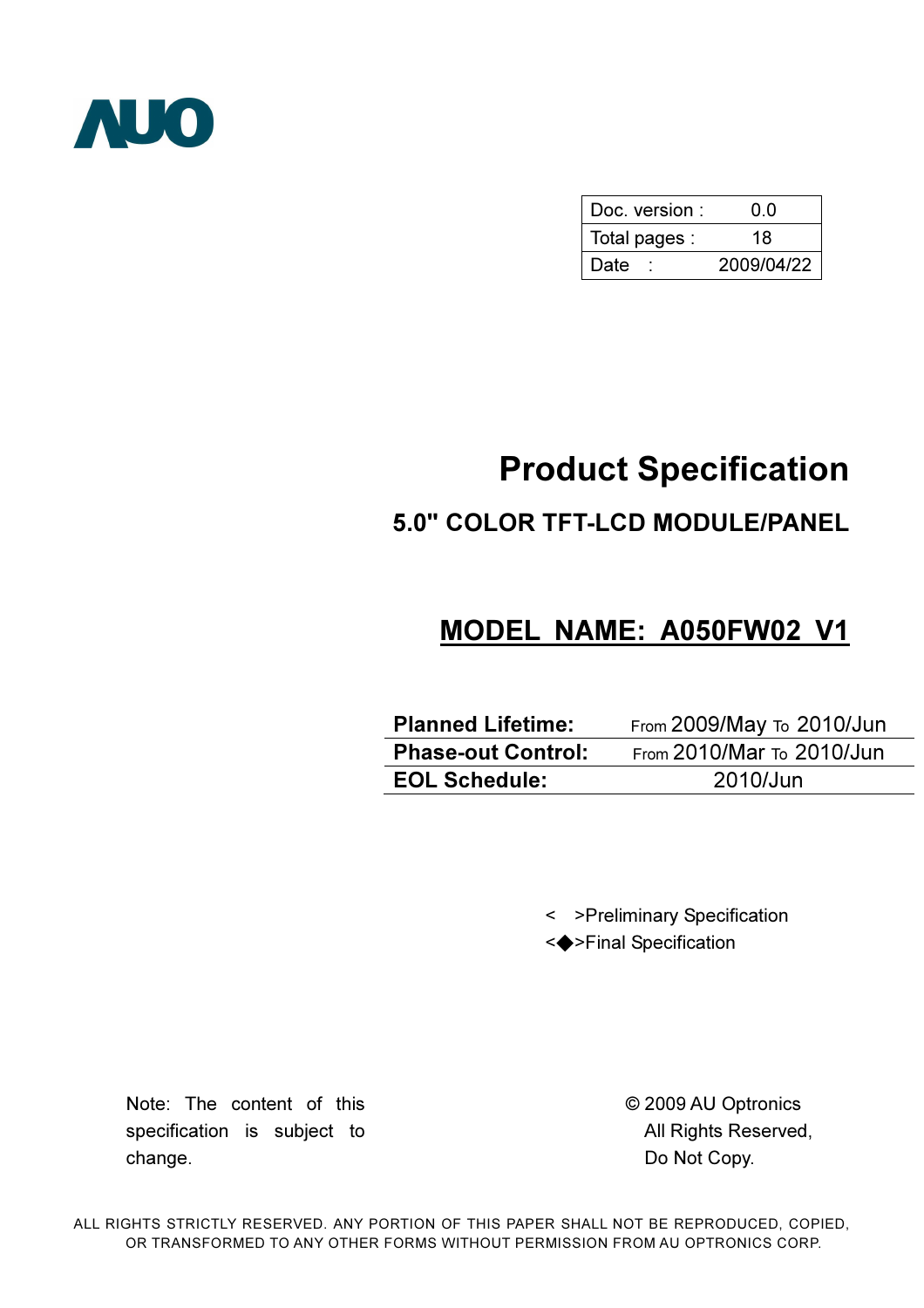AUO

| | |
|---|---|
| Doc. version : | 0.0 |
| Total pages : | 18 |
| Date : | 2009/04/22 |

# Product Specification

## 5.0" COLOR TFT-LCD MODULE/PANEL

## MODEL NAME: A050FW02 V1

| | |
|---|---|
| **Planned Lifetime:** | From 2009/May To 2010/Jun |
| **Phase-out Control:** | From 2010/Mar To 2010/Jun |
| **EOL Schedule:** | 2010/Jun |

< >Preliminary Specification

<◆>Final Specification

Note: The content of this specification is subject to change.

© 2009 AU Optronics
All Rights Reserved,
Do Not Copy.

ALL RIGHTS STRICTLY RESERVED. ANY PORTION OF THIS PAPER SHALL NOT BE REPRODUCED, COPIED, OR TRANSFORMED TO ANY OTHER FORMS WITHOUT PERMISSION FROM AU OPTRONICS CORP.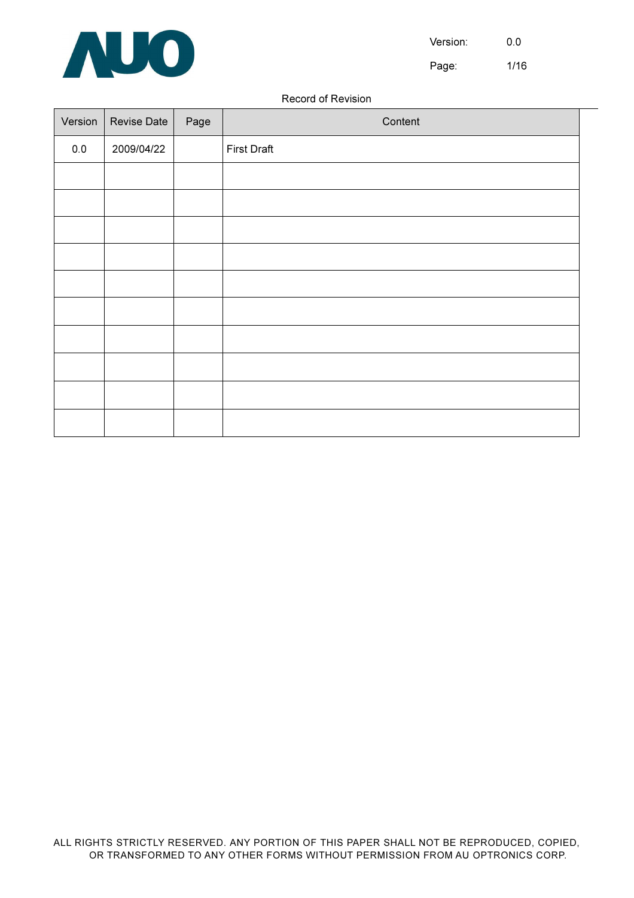Record of Revision

| Version | Revise Date | Page | Content |
|---|---|---|---|
| 0.0 | 2009/04/22 | | First Draft |
| | | | |
| | | | |
| | | | |
| | | | |
| | | | |
| | | | |
| | | | |
| | | | |
| | | | |
| | | | |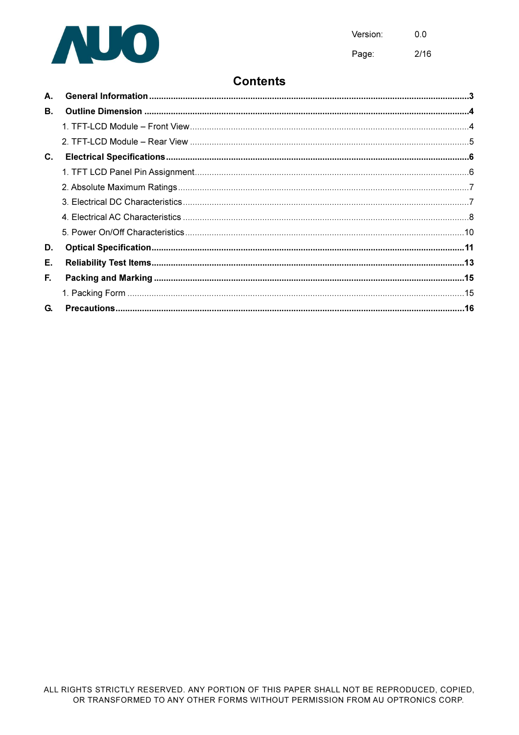# Contents

**A. General Information** .......... **3**

**B. Outline Dimension** .......... **4**

1. TFT-LCD Module – Front View .......... 4
2. TFT-LCD Module – Rear View .......... 5

**C. Electrical Specifications** .......... **6**

1. TFT LCD Panel Pin Assignment .......... 6
2. Absolute Maximum Ratings .......... 7
3. Electrical DC Characteristics .......... 7
4. Electrical AC Characteristics .......... 8
5. Power On/Off Characteristics .......... 10

**D. Optical Specification** .......... **11**

**E. Reliability Test Items** .......... **13**

**F. Packing and Marking** .......... **15**

1. Packing Form .......... 15

**G. Precautions** .......... **16**

ALL RIGHTS STRICTLY RESERVED. ANY PORTION OF THIS PAPER SHALL NOT BE REPRODUCED, COPIED, OR TRANSFORMED TO ANY OTHER FORMS WITHOUT PERMISSION FROM AU OPTRONICS CORP.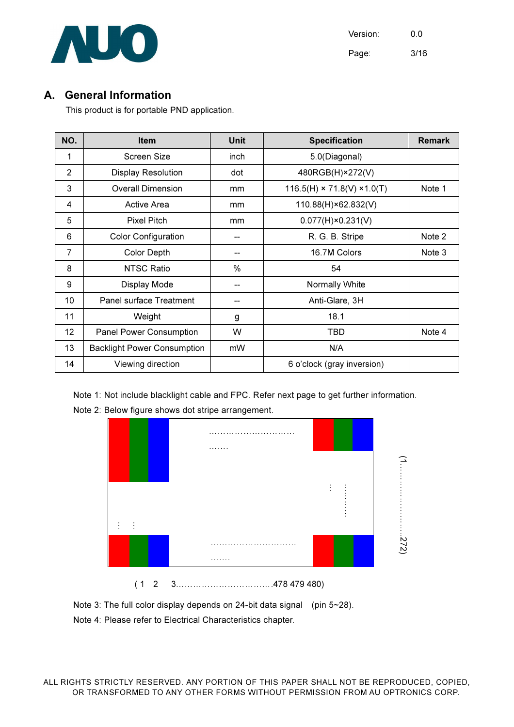## A. General Information

This product is for portable PND application.

| NO. | Item | Unit | Specification | Remark |
|---|---|---|---|---|
| 1 | Screen Size | inch | 5.0(Diagonal) | |
| 2 | Display Resolution | dot | 480RGB(H)×272(V) | |
| 3 | Overall Dimension | mm | 116.5(H) × 71.8(V) ×1.0(T) | Note 1 |
| 4 | Active Area | mm | 110.88(H)×62.832(V) | |
| 5 | Pixel Pitch | mm | 0.077(H)×0.231(V) | |
| 6 | Color Configuration | -- | R. G. B. Stripe | Note 2 |
| 7 | Color Depth | -- | 16.7M Colors | Note 3 |
| 8 | NTSC Ratio | % | 54 | |
| 9 | Display Mode | -- | Normally White | |
| 10 | Panel surface Treatment | -- | Anti-Glare, 3H | |
| 11 | Weight | g | 18.1 | |
| 12 | Panel Power Consumption | W | TBD | Note 4 |
| 13 | Backlight Power Consumption | mW | N/A | |
| 14 | Viewing direction | | 6 o'clock (gray inversion) | |

Note 1: Not include blacklight cable and FPC. Refer next page to get further information.

Note 2: Below figure shows dot stripe arrangement.

(1……………………272)

( 1 2 3………………………………478 479 480)

Note 3: The full color display depends on 24-bit data signal (pin 5~28).

Note 4: Please refer to Electrical Characteristics chapter.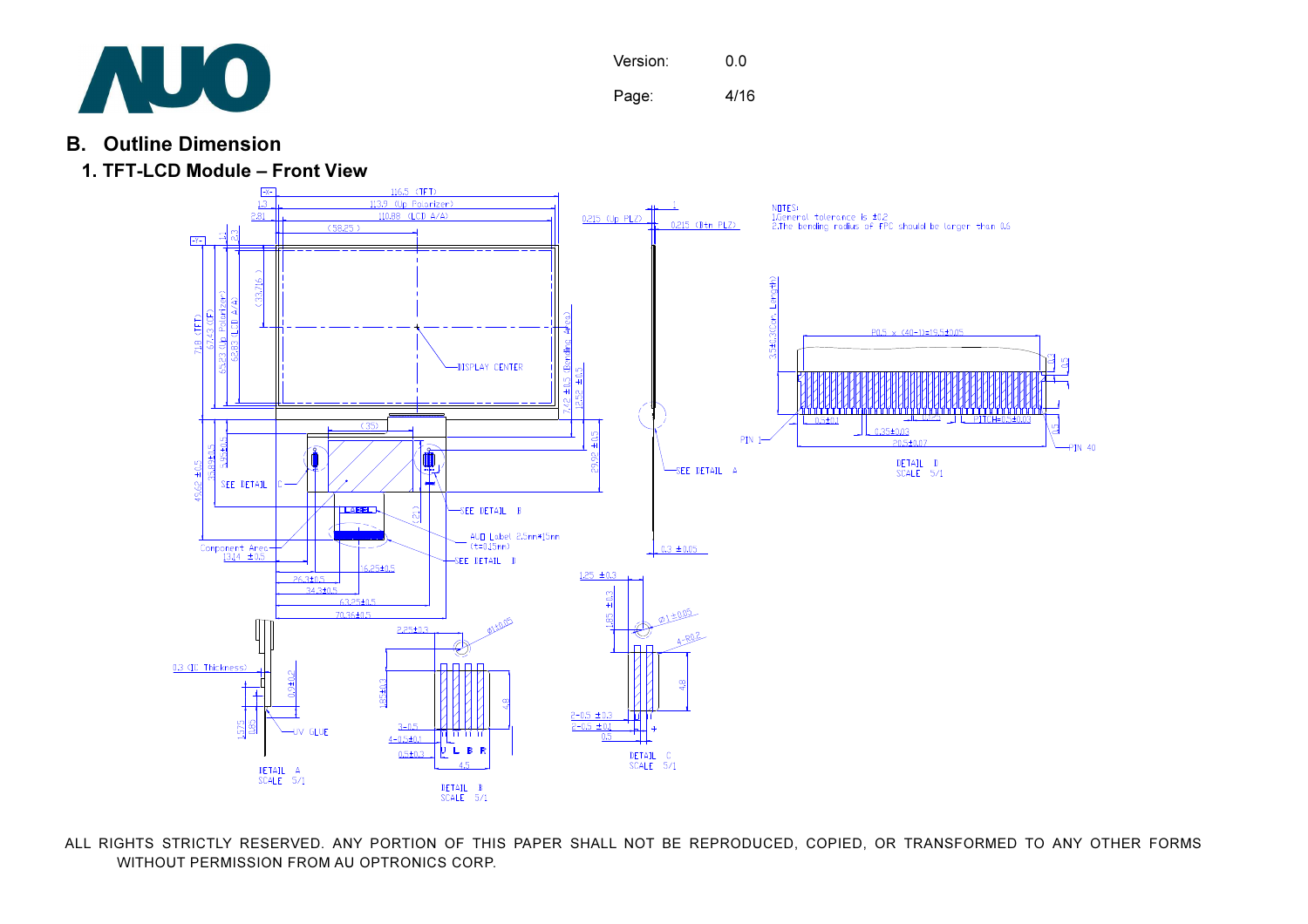## B. Outline Dimension

### 1. TFT-LCD Module – Front View

116.5 (TFT)
1.3
113.9 (Up Polarizer)
2.81
110.88 (LCD A/A)
(58.25)
0.215 (Up PLZ)
1
0.215 (Btm PLZ)

NOTES:
1.General tolerance is ±0.2
2.The bending radius of FPC should be longer than 0.6

71.9 (TFT)
67.43 (CF)
65.23 (Up Polarizer)
62.83 (LCD A/A)
1.1
3.3
(33.16)
DISPLAY CENTER
7.42 ± 0.5 (Bonding Area)
12.58 ± 0.5
(35)
29.92 ± 0.5
5.95±0.5
35.85±0.5
49.92 ± 0.5
SEE DETAIL C
SEE DETAIL B
SEE DETAIL D
SEE DETAIL A
LABEL
(23)
AUO Label 25mm*15mm (t=0.25mm)
Component Area
13.14 ± 0.5
16.25±0.5
26.3±0.5
34.3±0.5
63.25±0.5
70.36±0.5
0.3 ±0.05

3.3±0.3(Conn. Length)
P0.5 × (40-1)=19.5±0.05
1.0
0.3
0.5
0.5±0.1
0.25±0.03
20.5±0.07
PITCH=0.5±0.03
PIN 1
PIN 40
DETAIL D
SCALE 5/1

0.3 (IC Thickness)
0.9±0.2
1.575
0.85
UV GLUE
DETAIL A
SCALE 5/1

2.25±0.3
Ø1±0.05
1.85±0.3
4.8
3-0.5
4-0.5±0.1
0.5±0.3
U L B R
4.5
DETAIL B
SCALE 5/1

1.25 ±0.3
1.85 ±0.3
Ø1±0.05
4-R0.2
4.8
2-0.5 ±0.3
2-0.5 ±0.1
0.5
DETAIL C
SCALE 5/1

ALL RIGHTS STRICTLY RESERVED. ANY PORTION OF THIS PAPER SHALL NOT BE REPRODUCED, COPIED, OR TRANSFORMED TO ANY OTHER FORMS WITHOUT PERMISSION FROM AU OPTRONICS CORP.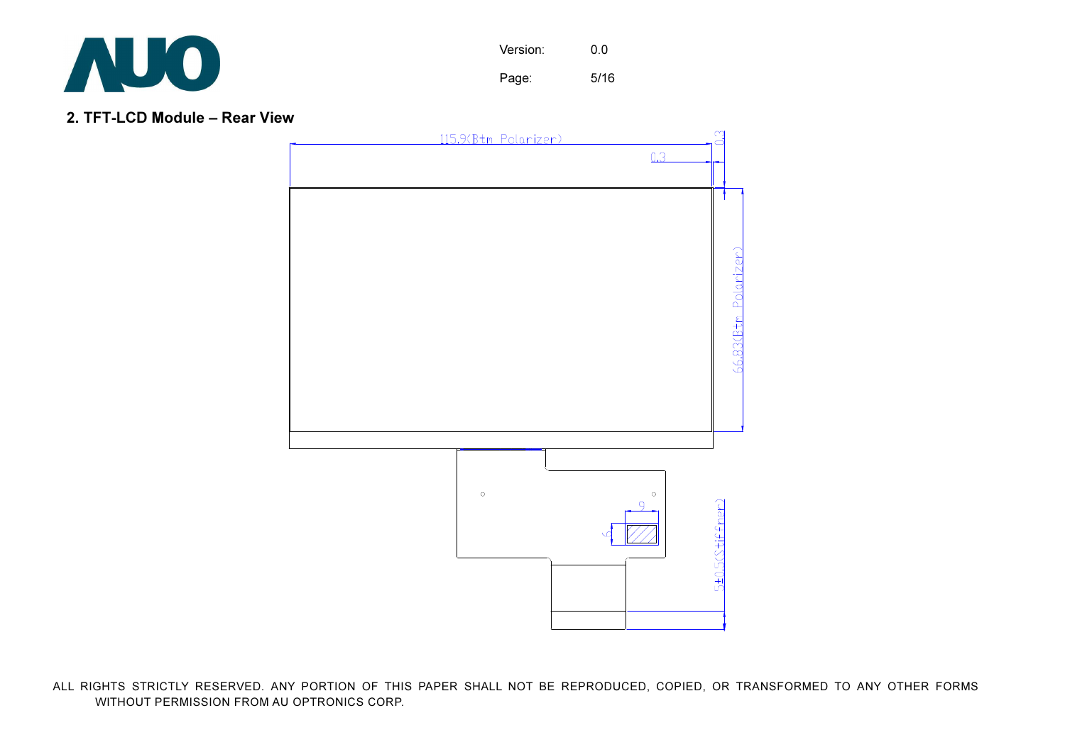## 2. TFT-LCD Module – Rear View

115.9(Btm Polarizer)

0.3

0.3

66.83(Btm Polarizer)

9

6

5±0.5(Stiffener)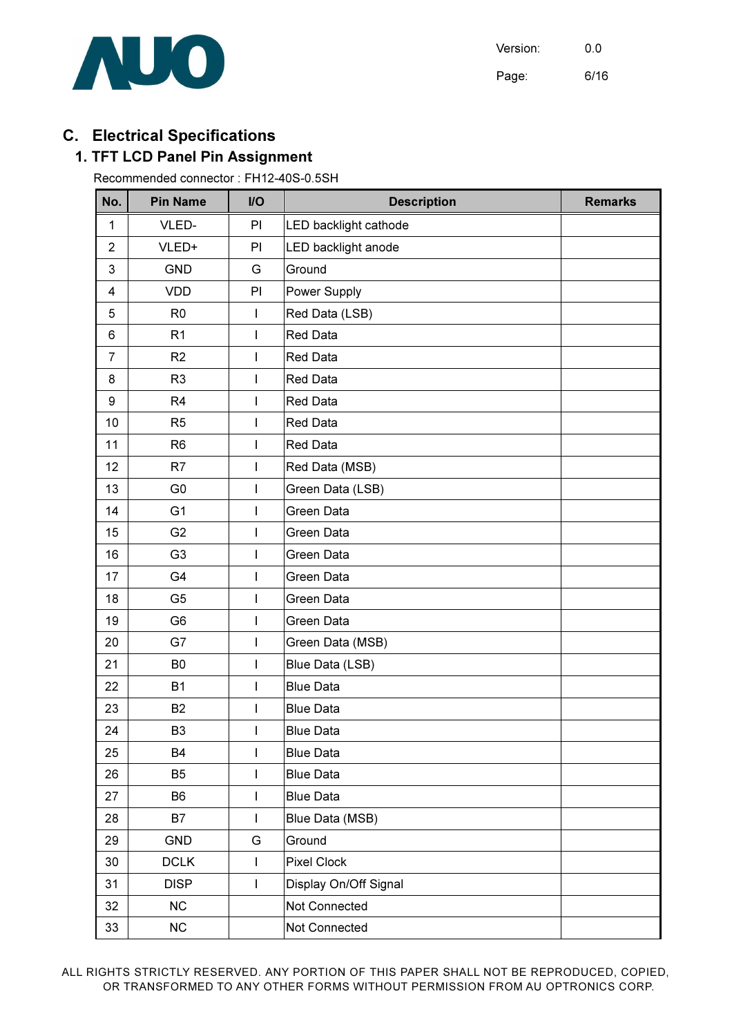## C. Electrical Specifications

### 1. TFT LCD Panel Pin Assignment

Recommended connector : FH12-40S-0.5SH

| No. | Pin Name | I/O | Description | Remarks |
|---|---|---|---|---|
| 1 | VLED- | PI | LED backlight cathode | |
| 2 | VLED+ | PI | LED backlight anode | |
| 3 | GND | G | Ground | |
| 4 | VDD | PI | Power Supply | |
| 5 | R0 | I | Red Data (LSB) | |
| 6 | R1 | I | Red Data | |
| 7 | R2 | I | Red Data | |
| 8 | R3 | I | Red Data | |
| 9 | R4 | I | Red Data | |
| 10 | R5 | I | Red Data | |
| 11 | R6 | I | Red Data | |
| 12 | R7 | I | Red Data (MSB) | |
| 13 | G0 | I | Green Data (LSB) | |
| 14 | G1 | I | Green Data | |
| 15 | G2 | I | Green Data | |
| 16 | G3 | I | Green Data | |
| 17 | G4 | I | Green Data | |
| 18 | G5 | I | Green Data | |
| 19 | G6 | I | Green Data | |
| 20 | G7 | I | Green Data (MSB) | |
| 21 | B0 | I | Blue Data (LSB) | |
| 22 | B1 | I | Blue Data | |
| 23 | B2 | I | Blue Data | |
| 24 | B3 | I | Blue Data | |
| 25 | B4 | I | Blue Data | |
| 26 | B5 | I | Blue Data | |
| 27 | B6 | I | Blue Data | |
| 28 | B7 | I | Blue Data (MSB) | |
| 29 | GND | G | Ground | |
| 30 | DCLK | I | Pixel Clock | |
| 31 | DISP | I | Display On/Off Signal | |
| 32 | NC | | Not Connected | |
| 33 | NC | | Not Connected | |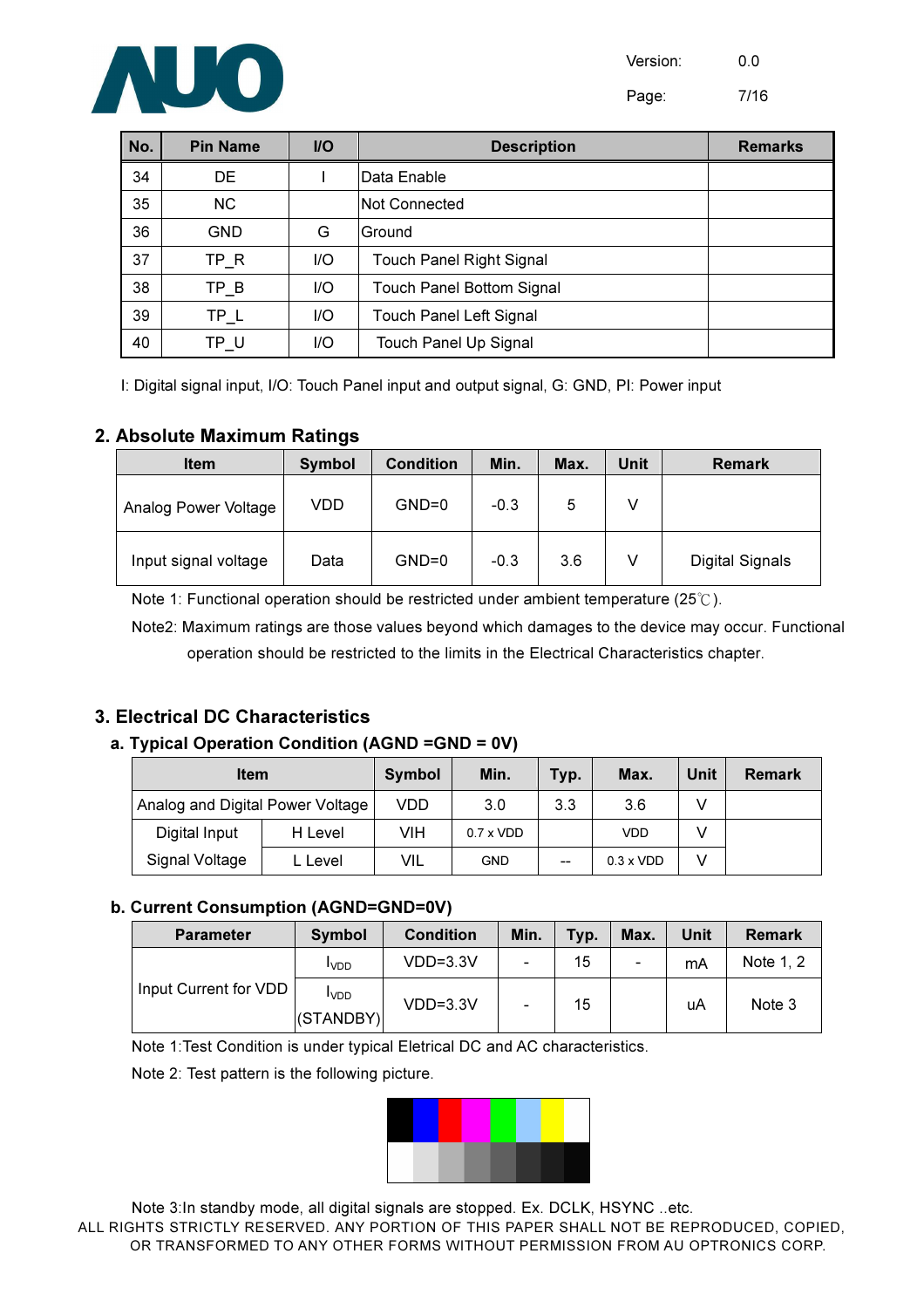| No. | Pin Name | I/O | Description | Remarks |
|---|---|---|---|---|
| 34 | DE | I | Data Enable | |
| 35 | NC | | Not Connected | |
| 36 | GND | G | Ground | |
| 37 | TP_R | I/O | Touch Panel Right Signal | |
| 38 | TP_B | I/O | Touch Panel Bottom Signal | |
| 39 | TP_L | I/O | Touch Panel Left Signal | |
| 40 | TP_U | I/O | Touch Panel Up Signal | |

I: Digital signal input, I/O: Touch Panel input and output signal, G: GND, PI: Power input

## 2. Absolute Maximum Ratings

| Item | Symbol | Condition | Min. | Max. | Unit | Remark |
|---|---|---|---|---|---|---|
| Analog Power Voltage | VDD | GND=0 | -0.3 | 5 | V | |
| Input signal voltage | Data | GND=0 | -0.3 | 3.6 | V | Digital Signals |

Note 1: Functional operation should be restricted under ambient temperature (25℃).

Note2: Maximum ratings are those values beyond which damages to the device may occur. Functional operation should be restricted to the limits in the Electrical Characteristics chapter.

## 3. Electrical DC Characteristics

### a. Typical Operation Condition (AGND =GND = 0V)

| Item | | Symbol | Min. | Typ. | Max. | Unit | Remark |
|---|---|---|---|---|---|---|---|
| Analog and Digital Power Voltage | | VDD | 3.0 | 3.3 | 3.6 | V | |
| Digital Input Signal Voltage | H Level | VIH | 0.7 x VDD | | VDD | V | |
| | L Level | VIL | GND | -- | 0.3 x VDD | V | |

### b. Current Consumption (AGND=GND=0V)

| Parameter | Symbol | Condition | Min. | Typ. | Max. | Unit | Remark |
|---|---|---|---|---|---|---|---|
| Input Current for VDD | $I_{VDD}$ | VDD=3.3V | - | 15 | - | mA | Note 1, 2 |
| | $I_{VDD}$ (STANDBY) | VDD=3.3V | - | 15 | | uA | Note 3 |

Note 1:Test Condition is under typical Eletrical DC and AC characteristics.

Note 2: Test pattern is the following picture.

Note 3:In standby mode, all digital signals are stopped. Ex. DCLK, HSYNC ..etc.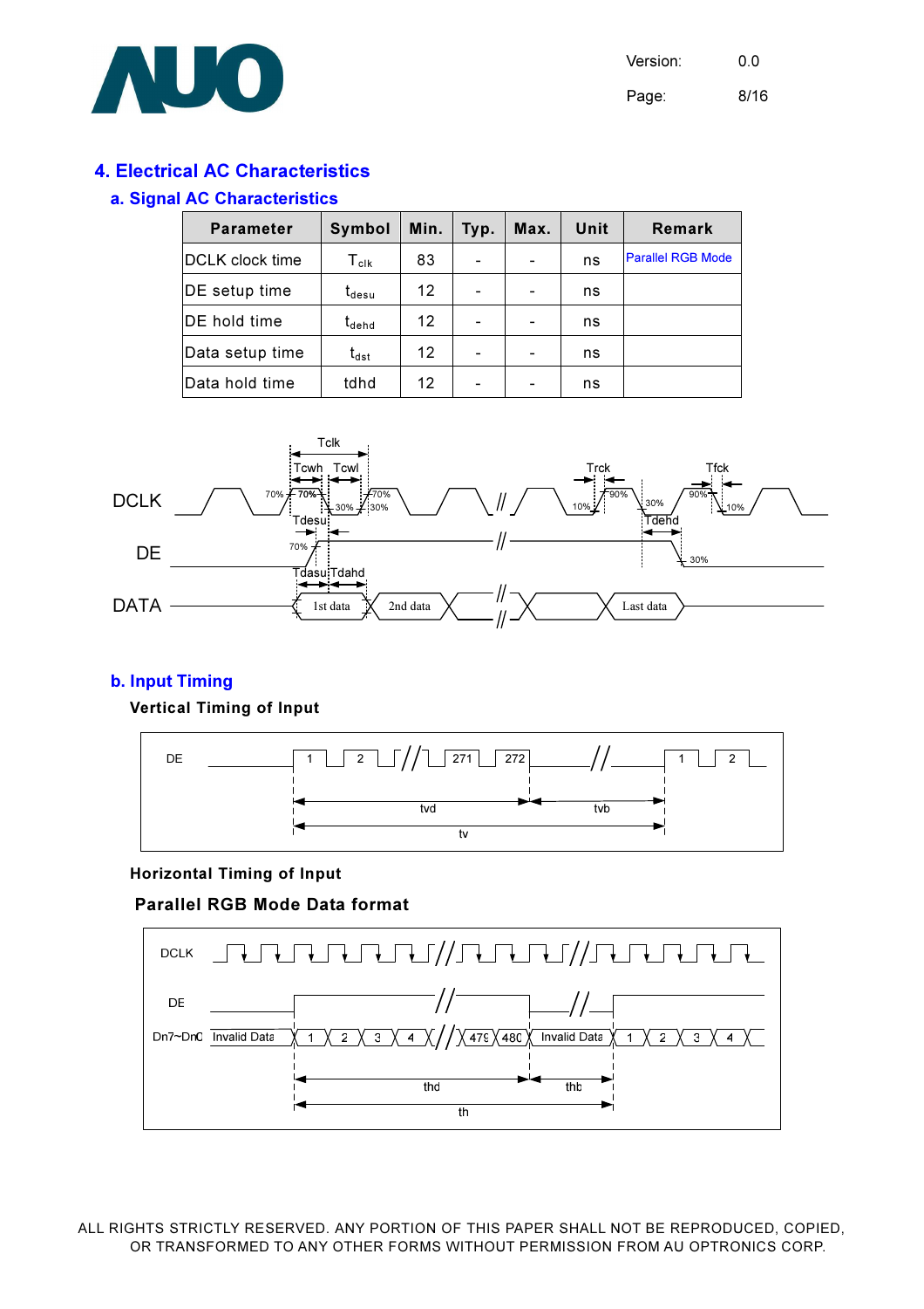## 4. Electrical AC Characteristics

### a. Signal AC Characteristics

| Parameter | Symbol | Min. | Typ. | Max. | Unit | Remark |
|---|---|---|---|---|---|---|
| DCLK clock time | $T_{clk}$ | 83 | - | - | ns | Parallel RGB Mode |
| DE setup time | $t_{desu}$ | 12 | - | - | ns | |
| DE hold time | $t_{dehd}$ | 12 | - | - | ns | |
| Data setup time | $t_{dst}$ | 12 | - | - | ns | |
| Data hold time | tdhd | 12 | - | - | ns | |

Tclk
Tcwh Tcwl
Trck
Tfck
DCLK
70% 70% 30% 70% 30%
10% 90% 30% 90% 10%
Tdesu
Tdehd
DE
70%
30%
Tdasu Tdahd
DATA
1st data
2nd data
Last data

### b. Input Timing

**Vertical Timing of Input**

DE
1 2 271 272 1 2
tvd
tvb
tv

**Horizontal Timing of Input**

**Parallel RGB Mode Data format**

DCLK
DE
Dn7~Dn0
Invalid Data 1 2 3 4 479 480 Invalid Data 1 2 3 4
thd
thb
th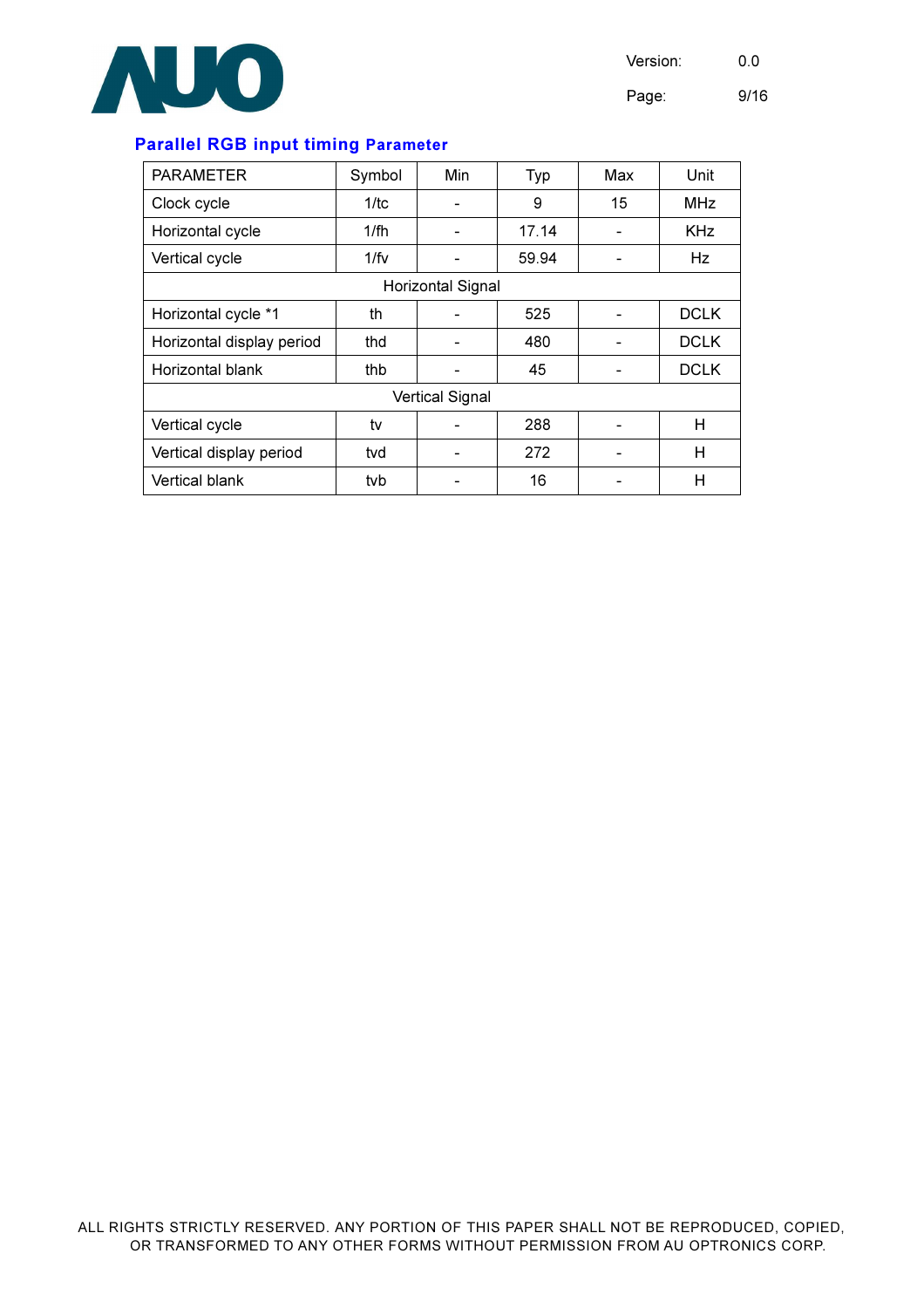## Parallel RGB input timing Parameter

| PARAMETER | Symbol | Min | Typ | Max | Unit |
|---|---|---|---|---|---|
| Clock cycle | 1/tc | - | 9 | 15 | MHz |
| Horizontal cycle | 1/fh | - | 17.14 | - | KHz |
| Vertical cycle | 1/fv | - | 59.94 | - | Hz |
| Horizontal Signal | | | | | |
| Horizontal cycle *1 | th | - | 525 | - | DCLK |
| Horizontal display period | thd | - | 480 | - | DCLK |
| Horizontal blank | thb | - | 45 | - | DCLK |
| Vertical Signal | | | | | |
| Vertical cycle | tv | - | 288 | - | H |
| Vertical display period | tvd | - | 272 | - | H |
| Vertical blank | tvb | - | 16 | - | H |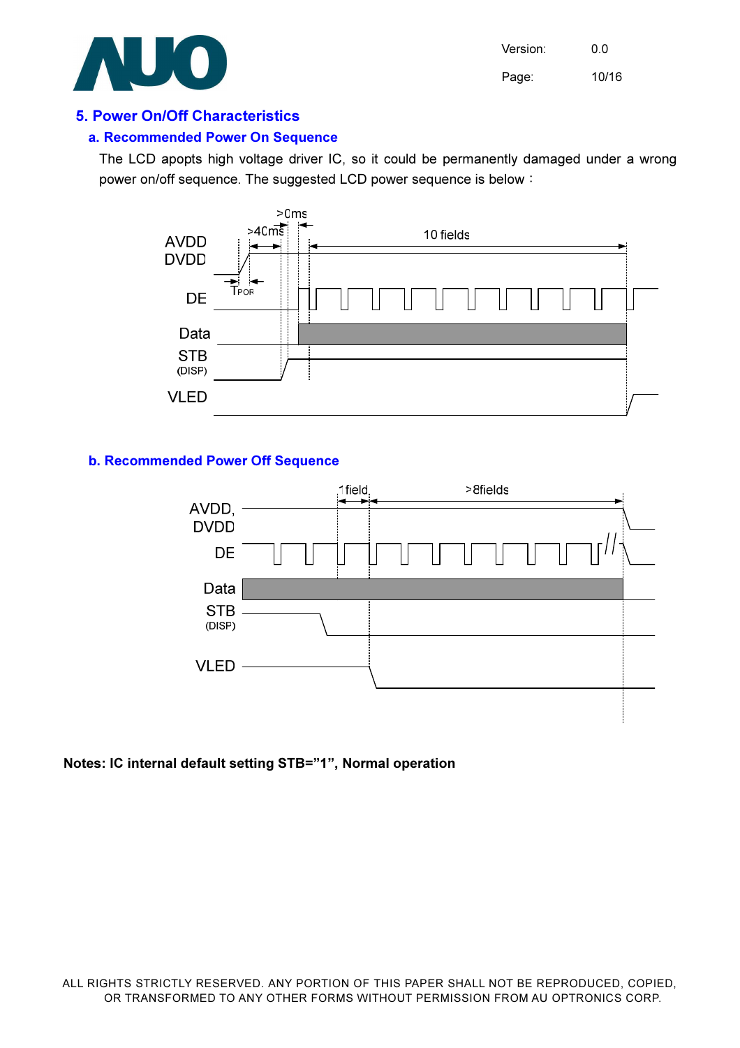## 5. Power On/Off Characteristics

### a. Recommended Power On Sequence

The LCD apopts high voltage driver IC, so it could be permanently damaged under a wrong power on/off sequence. The suggested LCD power sequence is below：

>0ms
>40ms
10 fields
AVDD
DVDD
TPOR
DE
Data
STB
(DISP)
VLED

### b. Recommended Power Off Sequence

1field
>8fields
AVDD,
DVDD
DE
Data
STB
(DISP)
VLED

**Notes: IC internal default setting STB=”1”, Normal operation**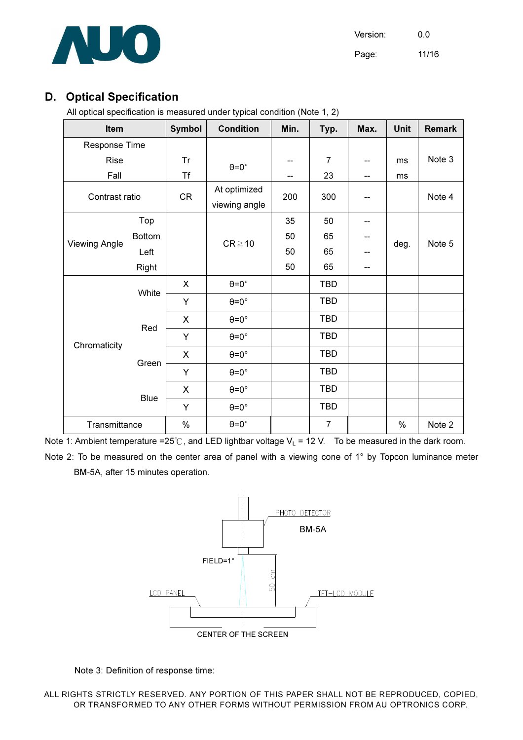## D. Optical Specification

All optical specification is measured under typical condition (Note 1, 2)

| Item | | Symbol | Condition | Min. | Typ. | Max. | Unit | Remark |
|---|---|---|---|---|---|---|---|---|
| Response Time | Rise | Tr | θ=0° | -- | 7 | -- | ms | Note 3 |
| | Fall | Tf | | -- | 23 | -- | ms | |
| Contrast ratio | | CR | At optimized viewing angle | 200 | 300 | -- | | Note 4 |
| Viewing Angle | Top | | CR≧10 | 35 | 50 | -- | deg. | Note 5 |
| | Bottom | | | 50 | 65 | -- | | |
| | Left | | | 50 | 65 | -- | | |
| | Right | | | 50 | 65 | -- | | |
| Chromaticity | White | X | θ=0° | | TBD | | | |
| | | Y | θ=0° | | TBD | | | |
| | Red | X | θ=0° | | TBD | | | |
| | | Y | θ=0° | | TBD | | | |
| | Green | X | θ=0° | | TBD | | | |
| | | Y | θ=0° | | TBD | | | |
| | Blue | X | θ=0° | | TBD | | | |
| | | Y | θ=0° | | TBD | | | |
| Transmittance | | % | θ=0° | | 7 | | % | Note 2 |

Note 1: Ambient temperature =25℃, and LED lightbar voltage $V_L$ = 12 V. To be measured in the dark room.

Note 2: To be measured on the center area of panel with a viewing cone of 1° by Topcon luminance meter BM-5A, after 15 minutes operation.

PHOTO DETECTOR
BM-5A
FIELD=1°
50 cm
LCD PANEL
TFT-LCD MODULE
CENTER OF THE SCREEN

Note 3: Definition of response time: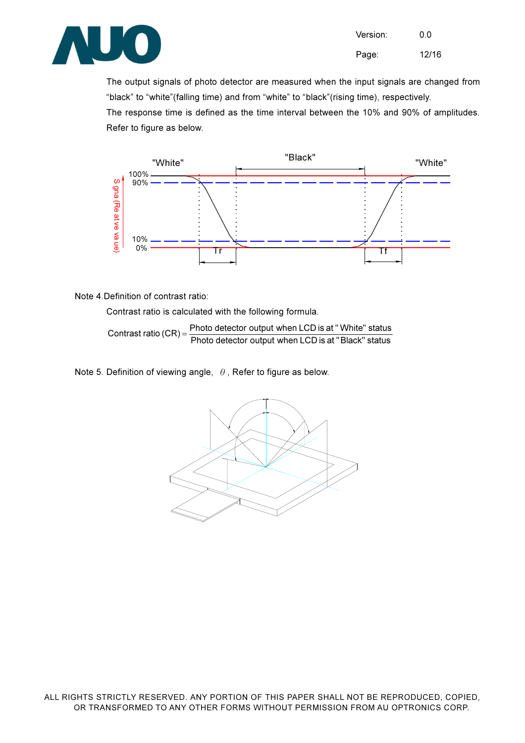The output signals of photo detector are measured when the input signals are changed from “black” to “white”(falling time) and from “white” to “black”(rising time), respectively.

The response time is defined as the time interval between the 10% and 90% of amplitudes. Refer to figure as below.

"White"
"Black"
"White"
100%
90%
10%
0%
Signal (Relative value)
Tr
Tf

Note 4.Definition of contrast ratio:

Contrast ratio is calculated with the following formula.

$$\text{Contrast ratio (CR)} = \frac{\text{Photo detector output when LCD is at "White" status}}{\text{Photo detector output when LCD is at "Black" status}}$$

Note 5. Definition of viewing angle, $\theta$, Refer to figure as below.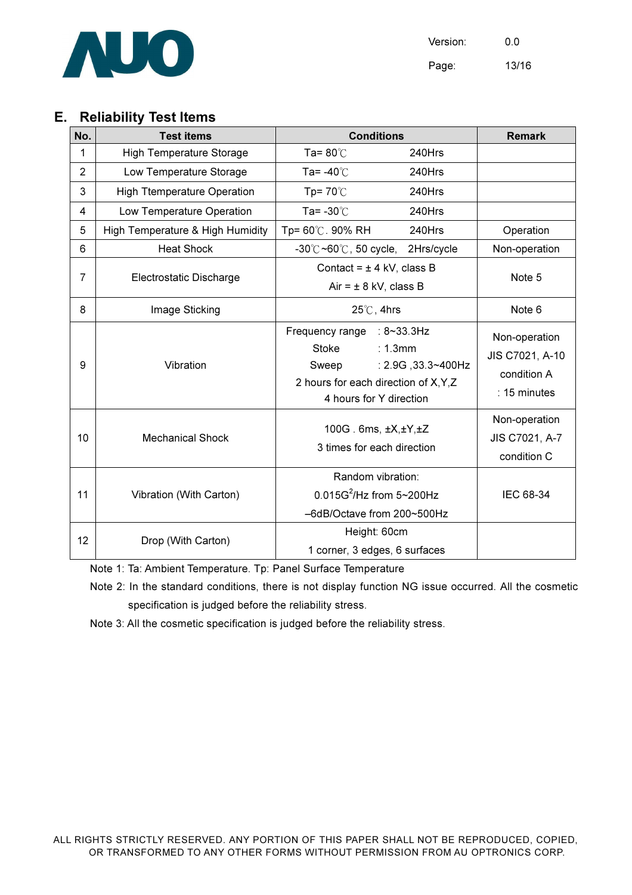## E. Reliability Test Items

| No. | Test items | Conditions | Remark |
|---|---|---|---|
| 1 | High Temperature Storage | Ta= 80℃ 240Hrs | |
| 2 | Low Temperature Storage | Ta= -40℃ 240Hrs | |
| 3 | High Ttemperature Operation | Tp= 70℃ 240Hrs | |
| 4 | Low Temperature Operation | Ta= -30℃ 240Hrs | |
| 5 | High Temperature & High Humidity | Tp= 60℃. 90% RH 240Hrs | Operation |
| 6 | Heat Shock | -30℃~60℃, 50 cycle, 2Hrs/cycle | Non-operation |
| 7 | Electrostatic Discharge | Contact = ± 4 kV, class B<br>Air = ± 8 kV, class B | Note 5 |
| 8 | Image Sticking | 25℃, 4hrs | Note 6 |
| 9 | Vibration | Frequency range : 8~33.3Hz<br>Stoke : 1.3mm<br>Sweep : 2.9G ,33.3~400Hz<br>2 hours for each direction of X,Y,Z<br>4 hours for Y direction | Non-operation<br>JIS C7021, A-10<br>condition A<br>: 15 minutes |
| 10 | Mechanical Shock | 100G . 6ms, ±X,±Y,±Z<br>3 times for each direction | Non-operation<br>JIS C7021, A-7<br>condition C |
| 11 | Vibration (With Carton) | Random vibration:<br>0.015G$^2$/Hz from 5~200Hz<br>–6dB/Octave from 200~500Hz | IEC 68-34 |
| 12 | Drop (With Carton) | Height: 60cm<br>1 corner, 3 edges, 6 surfaces | |

Note 1: Ta: Ambient Temperature. Tp: Panel Surface Temperature

Note 2: In the standard conditions, there is not display function NG issue occurred. All the cosmetic specification is judged before the reliability stress.

Note 3: All the cosmetic specification is judged before the reliability stress.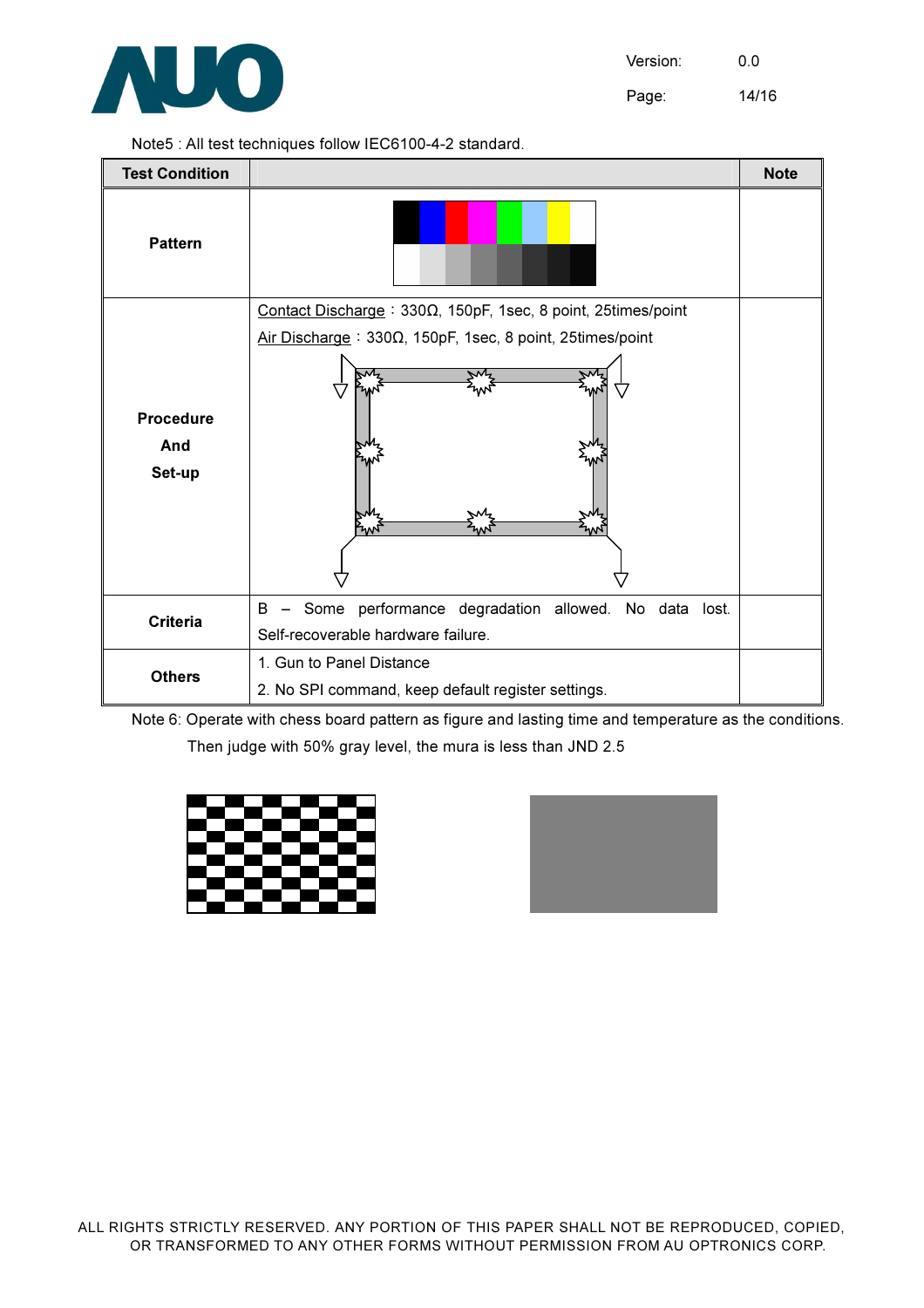Note5 : All test techniques follow IEC6100-4-2 standard.

| Test Condition | | Note |
|---|---|---|
| **Pattern** | | |
| **Procedure And Set-up** | Contact Discharge：330Ω, 150pF, 1sec, 8 point, 25times/point<br>Air Discharge：330Ω, 150pF, 1sec, 8 point, 25times/point | |
| **Criteria** | B – Some performance degradation allowed. No data lost. Self-recoverable hardware failure. | |
| **Others** | 1. Gun to Panel Distance<br>2. No SPI command, keep default register settings. | |

Note 6: Operate with chess board pattern as figure and lasting time and temperature as the conditions. Then judge with 50% gray level, the mura is less than JND 2.5

ALL RIGHTS STRICTLY RESERVED. ANY PORTION OF THIS PAPER SHALL NOT BE REPRODUCED, COPIED, OR TRANSFORMED TO ANY OTHER FORMS WITHOUT PERMISSION FROM AU OPTRONICS CORP.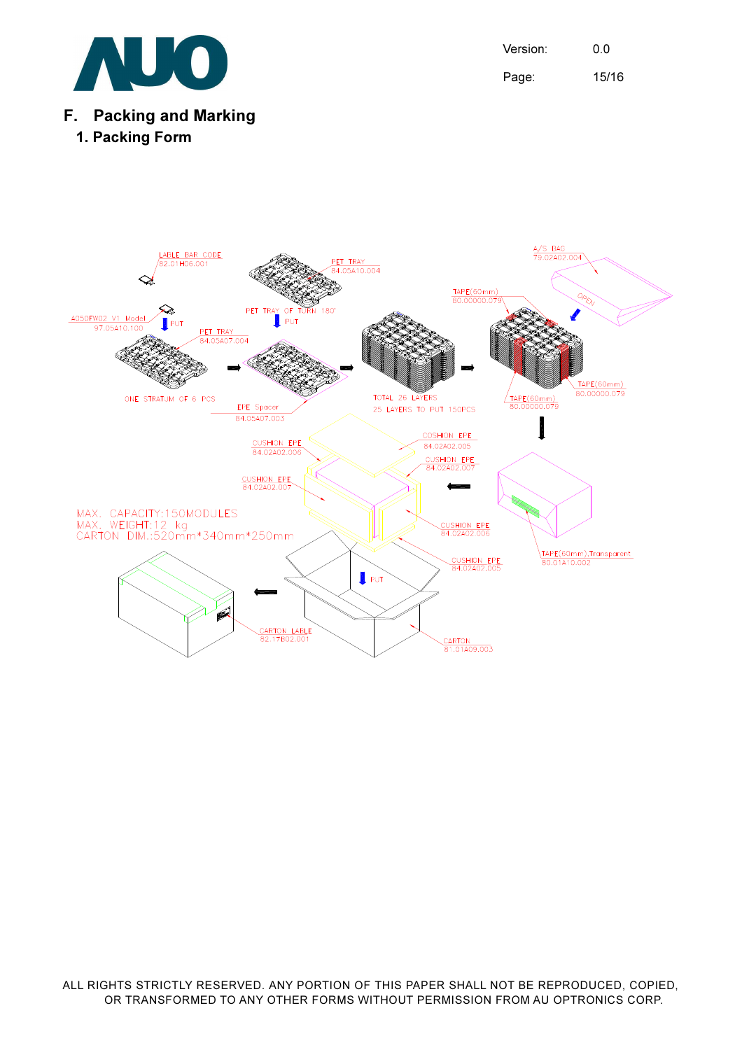# F. Packing and Marking

## 1. Packing Form

LABLE BAR CODE
82.01H06.001

PET TRAY
84.05A10.004

A/S BAG
79.02A02.004

A050FW02 V1 Model
97.05A10.100

PUT

PET TRAY OF TURN 180°

PUT

TAPE(60mm)
80.00000.079

OPEN

PET TRAY
84.05A07.004

ONE STRATUM OF 6 PCS

EPE Spacer
84.05A07.003

TOTAL 26 LAYERS

25 LAYERS TO PUT 150PCS

TAPE(60mm)
80.00000.079

TAPE(60mm)
80.00000.079

CUSHION EPE
84.02A02.006

COSHION EPE
84.02A02.005

CUSHION EPE
84.02A02.007

CUSHION EPE
84.02A02.007

MAX. CAPACITY:150MODULES
MAX. WEIGHT:12 kg
CARTON DIM.:520mm*340mm*250mm

CUSHION EPE
84.02A02.006

TAPE(60mm),Transparent
80.01A10.002

CUSHION EPE
84.02A02.005

PUT

CARTON LABLE
82.17B02.001

CARTON
81.01A09.003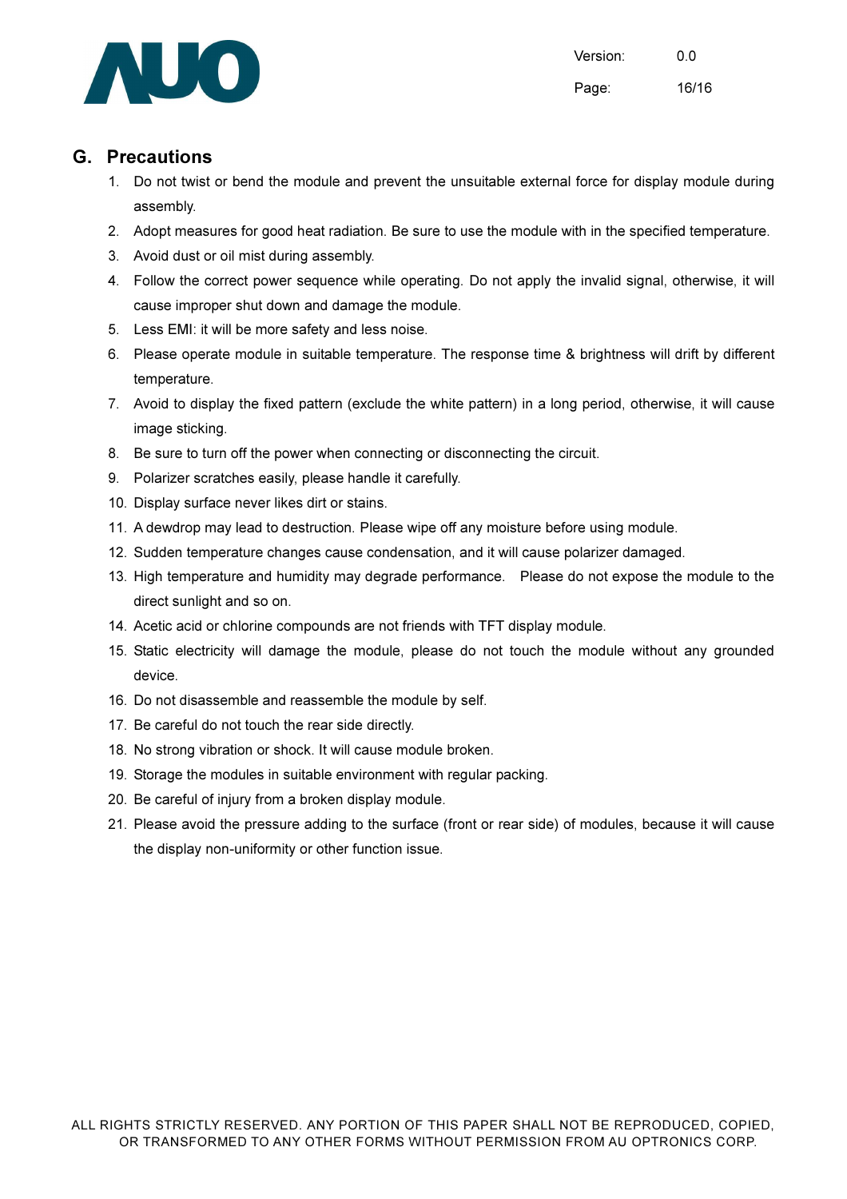## G. Precautions

1. Do not twist or bend the module and prevent the unsuitable external force for display module during assembly.
2. Adopt measures for good heat radiation. Be sure to use the module with in the specified temperature.
3. Avoid dust or oil mist during assembly.
4. Follow the correct power sequence while operating. Do not apply the invalid signal, otherwise, it will cause improper shut down and damage the module.
5. Less EMI: it will be more safety and less noise.
6. Please operate module in suitable temperature. The response time & brightness will drift by different temperature.
7. Avoid to display the fixed pattern (exclude the white pattern) in a long period, otherwise, it will cause image sticking.
8. Be sure to turn off the power when connecting or disconnecting the circuit.
9. Polarizer scratches easily, please handle it carefully.
10. Display surface never likes dirt or stains.
11. A dewdrop may lead to destruction. Please wipe off any moisture before using module.
12. Sudden temperature changes cause condensation, and it will cause polarizer damaged.
13. High temperature and humidity may degrade performance. Please do not expose the module to the direct sunlight and so on.
14. Acetic acid or chlorine compounds are not friends with TFT display module.
15. Static electricity will damage the module, please do not touch the module without any grounded device.
16. Do not disassemble and reassemble the module by self.
17. Be careful do not touch the rear side directly.
18. No strong vibration or shock. It will cause module broken.
19. Storage the modules in suitable environment with regular packing.
20. Be careful of injury from a broken display module.
21. Please avoid the pressure adding to the surface (front or rear side) of modules, because it will cause the display non-uniformity or other function issue.